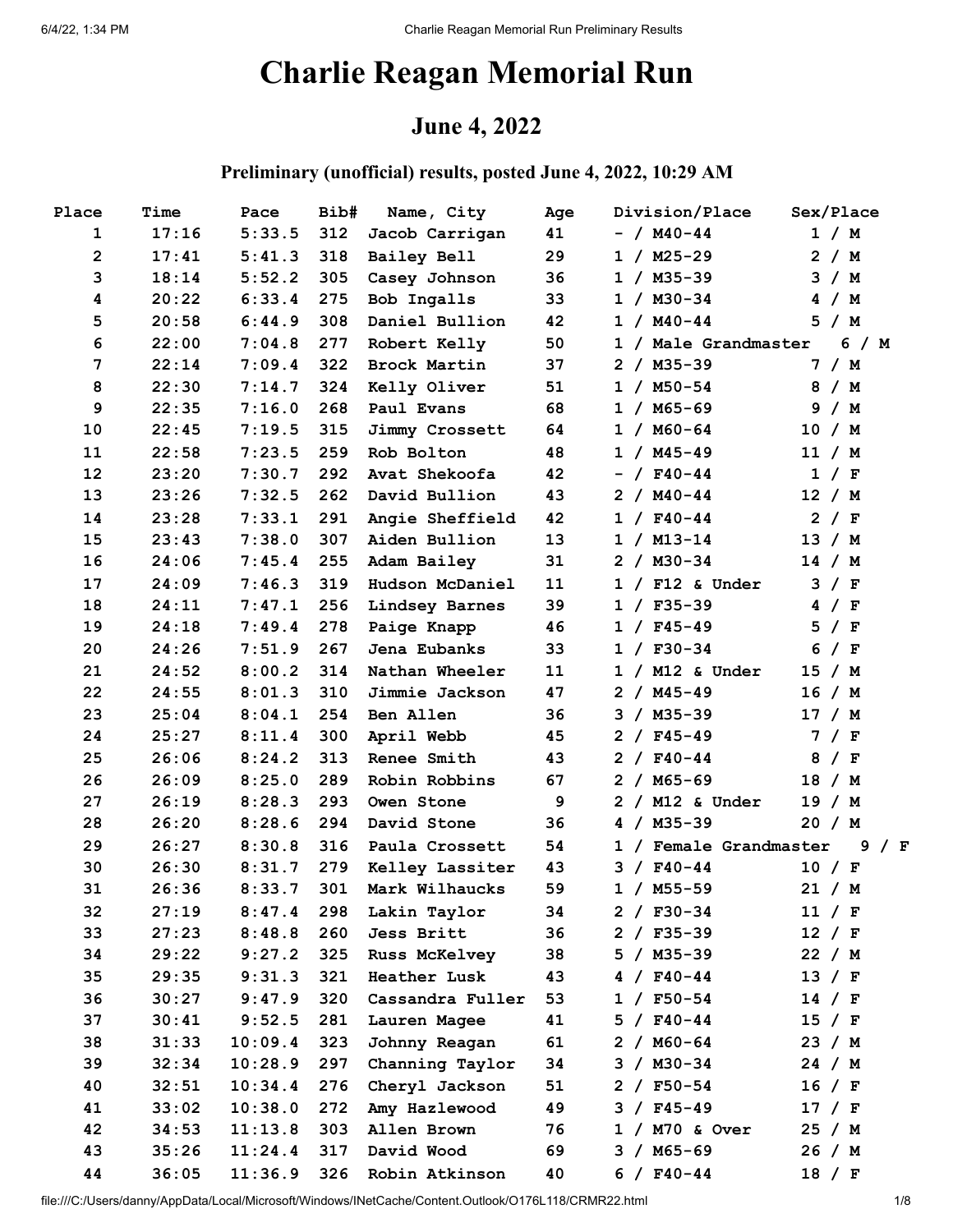# Charlie Reagan Memorial Run

## June 4, 2022

### Preliminary (unofficial) results, posted June 4, 2022, 10:29 AM

| Place | Time | Pace | Bib# | Name, City | Age | Division/Place | Sex/Place |
|---|---|---|---|---|---|---|---|
| 1 | 17:16 | 5:33.5 | 312 | Jacob Carrigan | 41 | - / M40-44 | 1 / M |
| 2 | 17:41 | 5:41.3 | 318 | Bailey Bell | 29 | 1 / M25-29 | 2 / M |
| 3 | 18:14 | 5:52.2 | 305 | Casey Johnson | 36 | 1 / M35-39 | 3 / M |
| 4 | 20:22 | 6:33.4 | 275 | Bob Ingalls | 33 | 1 / M30-34 | 4 / M |
| 5 | 20:58 | 6:44.9 | 308 | Daniel Bullion | 42 | 1 / M40-44 | 5 / M |
| 6 | 22:00 | 7:04.8 | 277 | Robert Kelly | 50 | 1 / Male Grandmaster | 6 / M |
| 7 | 22:14 | 7:09.4 | 322 | Brock Martin | 37 | 2 / M35-39 | 7 / M |
| 8 | 22:30 | 7:14.7 | 324 | Kelly Oliver | 51 | 1 / M50-54 | 8 / M |
| 9 | 22:35 | 7:16.0 | 268 | Paul Evans | 68 | 1 / M65-69 | 9 / M |
| 10 | 22:45 | 7:19.5 | 315 | Jimmy Crossett | 64 | 1 / M60-64 | 10 / M |
| 11 | 22:58 | 7:23.5 | 259 | Rob Bolton | 48 | 1 / M45-49 | 11 / M |
| 12 | 23:20 | 7:30.7 | 292 | Avat Shekoofa | 42 | - / F40-44 | 1 / F |
| 13 | 23:26 | 7:32.5 | 262 | David Bullion | 43 | 2 / M40-44 | 12 / M |
| 14 | 23:28 | 7:33.1 | 291 | Angie Sheffield | 42 | 1 / F40-44 | 2 / F |
| 15 | 23:43 | 7:38.0 | 307 | Aiden Bullion | 13 | 1 / M13-14 | 13 / M |
| 16 | 24:06 | 7:45.4 | 255 | Adam Bailey | 31 | 2 / M30-34 | 14 / M |
| 17 | 24:09 | 7:46.3 | 319 | Hudson McDaniel | 11 | 1 / F12 & Under | 3 / F |
| 18 | 24:11 | 7:47.1 | 256 | Lindsey Barnes | 39 | 1 / F35-39 | 4 / F |
| 19 | 24:18 | 7:49.4 | 278 | Paige Knapp | 46 | 1 / F45-49 | 5 / F |
| 20 | 24:26 | 7:51.9 | 267 | Jena Eubanks | 33 | 1 / F30-34 | 6 / F |
| 21 | 24:52 | 8:00.2 | 314 | Nathan Wheeler | 11 | 1 / M12 & Under | 15 / M |
| 22 | 24:55 | 8:01.3 | 310 | Jimmie Jackson | 47 | 2 / M45-49 | 16 / M |
| 23 | 25:04 | 8:04.1 | 254 | Ben Allen | 36 | 3 / M35-39 | 17 / M |
| 24 | 25:27 | 8:11.4 | 300 | April Webb | 45 | 2 / F45-49 | 7 / F |
| 25 | 26:06 | 8:24.2 | 313 | Renee Smith | 43 | 2 / F40-44 | 8 / F |
| 26 | 26:09 | 8:25.0 | 289 | Robin Robbins | 67 | 2 / M65-69 | 18 / M |
| 27 | 26:19 | 8:28.3 | 293 | Owen Stone | 9 | 2 / M12 & Under | 19 / M |
| 28 | 26:20 | 8:28.6 | 294 | David Stone | 36 | 4 / M35-39 | 20 / M |
| 29 | 26:27 | 8:30.8 | 316 | Paula Crossett | 54 | 1 / Female Grandmaster | 9 / F |
| 30 | 26:30 | 8:31.7 | 279 | Kelley Lassiter | 43 | 3 / F40-44 | 10 / F |
| 31 | 26:36 | 8:33.7 | 301 | Mark Wilhaucks | 59 | 1 / M55-59 | 21 / M |
| 32 | 27:19 | 8:47.4 | 298 | Lakin Taylor | 34 | 2 / F30-34 | 11 / F |
| 33 | 27:23 | 8:48.8 | 260 | Jess Britt | 36 | 2 / F35-39 | 12 / F |
| 34 | 29:22 | 9:27.2 | 325 | Russ McKelvey | 38 | 5 / M35-39 | 22 / M |
| 35 | 29:35 | 9:31.3 | 321 | Heather Lusk | 43 | 4 / F40-44 | 13 / F |
| 36 | 30:27 | 9:47.9 | 320 | Cassandra Fuller | 53 | 1 / F50-54 | 14 / F |
| 37 | 30:41 | 9:52.5 | 281 | Lauren Magee | 41 | 5 / F40-44 | 15 / F |
| 38 | 31:33 | 10:09.4 | 323 | Johnny Reagan | 61 | 2 / M60-64 | 23 / M |
| 39 | 32:34 | 10:28.9 | 297 | Channing Taylor | 34 | 3 / M30-34 | 24 / M |
| 40 | 32:51 | 10:34.4 | 276 | Cheryl Jackson | 51 | 2 / F50-54 | 16 / F |
| 41 | 33:02 | 10:38.0 | 272 | Amy Hazlewood | 49 | 3 / F45-49 | 17 / F |
| 42 | 34:53 | 11:13.8 | 303 | Allen Brown | 76 | 1 / M70 & Over | 25 / M |
| 43 | 35:26 | 11:24.4 | 317 | David Wood | 69 | 3 / M65-69 | 26 / M |
| 44 | 36:05 | 11:36.9 | 326 | Robin Atkinson | 40 | 6 / F40-44 | 18 / F |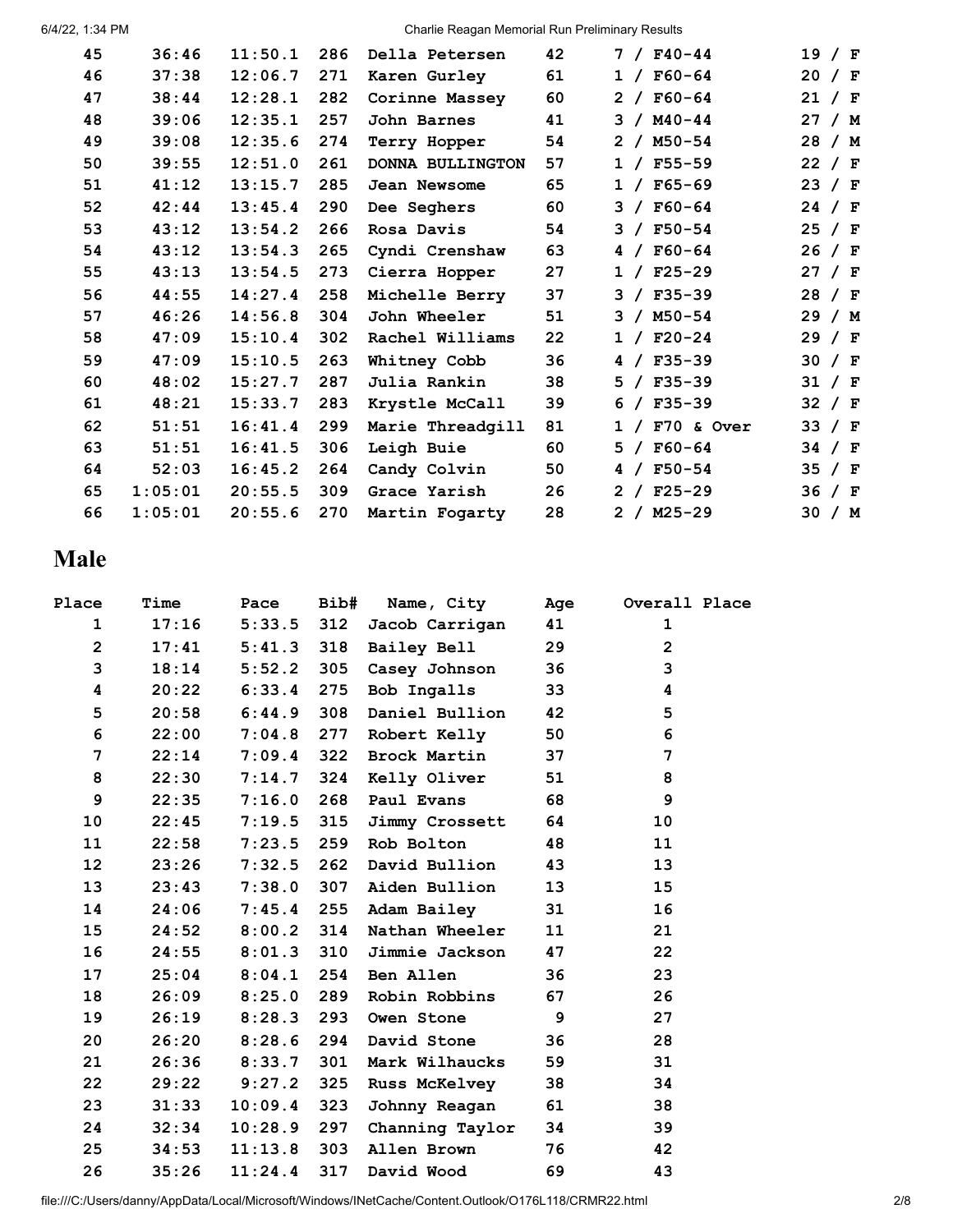| | | | | | | | |
|---|---|---|---|---|---|---|---|
| 45 | 36:46 | 11:50.1 | 286 | Della Petersen | 42 | 7 / F40-44 | 19 / F |
| 46 | 37:38 | 12:06.7 | 271 | Karen Gurley | 61 | 1 / F60-64 | 20 / F |
| 47 | 38:44 | 12:28.1 | 282 | Corinne Massey | 60 | 2 / F60-64 | 21 / F |
| 48 | 39:06 | 12:35.1 | 257 | John Barnes | 41 | 3 / M40-44 | 27 / M |
| 49 | 39:08 | 12:35.6 | 274 | Terry Hopper | 54 | 2 / M50-54 | 28 / M |
| 50 | 39:55 | 12:51.0 | 261 | DONNA BULLINGTON | 57 | 1 / F55-59 | 22 / F |
| 51 | 41:12 | 13:15.7 | 285 | Jean Newsome | 65 | 1 / F65-69 | 23 / F |
| 52 | 42:44 | 13:45.4 | 290 | Dee Seghers | 60 | 3 / F60-64 | 24 / F |
| 53 | 43:12 | 13:54.2 | 266 | Rosa Davis | 54 | 3 / F50-54 | 25 / F |
| 54 | 43:12 | 13:54.3 | 265 | Cyndi Crenshaw | 63 | 4 / F60-64 | 26 / F |
| 55 | 43:13 | 13:54.5 | 273 | Cierra Hopper | 27 | 1 / F25-29 | 27 / F |
| 56 | 44:55 | 14:27.4 | 258 | Michelle Berry | 37 | 3 / F35-39 | 28 / F |
| 57 | 46:26 | 14:56.8 | 304 | John Wheeler | 51 | 3 / M50-54 | 29 / M |
| 58 | 47:09 | 15:10.4 | 302 | Rachel Williams | 22 | 1 / F20-24 | 29 / F |
| 59 | 47:09 | 15:10.5 | 263 | Whitney Cobb | 36 | 4 / F35-39 | 30 / F |
| 60 | 48:02 | 15:27.7 | 287 | Julia Rankin | 38 | 5 / F35-39 | 31 / F |
| 61 | 48:21 | 15:33.7 | 283 | Krystle McCall | 39 | 6 / F35-39 | 32 / F |
| 62 | 51:51 | 16:41.4 | 299 | Marie Threadgill | 81 | 1 / F70 & Over | 33 / F |
| 63 | 51:51 | 16:41.5 | 306 | Leigh Buie | 60 | 5 / F60-64 | 34 / F |
| 64 | 52:03 | 16:45.2 | 264 | Candy Colvin | 50 | 4 / F50-54 | 35 / F |
| 65 | 1:05:01 | 20:55.5 | 309 | Grace Yarish | 26 | 2 / F25-29 | 36 / F |
| 66 | 1:05:01 | 20:55.6 | 270 | Martin Fogarty | 28 | 2 / M25-29 | 30 / M |

## Male

| Place | Time | Pace | Bib# | Name, City | Age | Overall Place |
|---|---|---|---|---|---|---|
| 1 | 17:16 | 5:33.5 | 312 | Jacob Carrigan | 41 | 1 |
| 2 | 17:41 | 5:41.3 | 318 | Bailey Bell | 29 | 2 |
| 3 | 18:14 | 5:52.2 | 305 | Casey Johnson | 36 | 3 |
| 4 | 20:22 | 6:33.4 | 275 | Bob Ingalls | 33 | 4 |
| 5 | 20:58 | 6:44.9 | 308 | Daniel Bullion | 42 | 5 |
| 6 | 22:00 | 7:04.8 | 277 | Robert Kelly | 50 | 6 |
| 7 | 22:14 | 7:09.4 | 322 | Brock Martin | 37 | 7 |
| 8 | 22:30 | 7:14.7 | 324 | Kelly Oliver | 51 | 8 |
| 9 | 22:35 | 7:16.0 | 268 | Paul Evans | 68 | 9 |
| 10 | 22:45 | 7:19.5 | 315 | Jimmy Crossett | 64 | 10 |
| 11 | 22:58 | 7:23.5 | 259 | Rob Bolton | 48 | 11 |
| 12 | 23:26 | 7:32.5 | 262 | David Bullion | 43 | 13 |
| 13 | 23:43 | 7:38.0 | 307 | Aiden Bullion | 13 | 15 |
| 14 | 24:06 | 7:45.4 | 255 | Adam Bailey | 31 | 16 |
| 15 | 24:52 | 8:00.2 | 314 | Nathan Wheeler | 11 | 21 |
| 16 | 24:55 | 8:01.3 | 310 | Jimmie Jackson | 47 | 22 |
| 17 | 25:04 | 8:04.1 | 254 | Ben Allen | 36 | 23 |
| 18 | 26:09 | 8:25.0 | 289 | Robin Robbins | 67 | 26 |
| 19 | 26:19 | 8:28.3 | 293 | Owen Stone | 9 | 27 |
| 20 | 26:20 | 8:28.6 | 294 | David Stone | 36 | 28 |
| 21 | 26:36 | 8:33.7 | 301 | Mark Wilhaucks | 59 | 31 |
| 22 | 29:22 | 9:27.2 | 325 | Russ McKelvey | 38 | 34 |
| 23 | 31:33 | 10:09.4 | 323 | Johnny Reagan | 61 | 38 |
| 24 | 32:34 | 10:28.9 | 297 | Channing Taylor | 34 | 39 |
| 25 | 34:53 | 11:13.8 | 303 | Allen Brown | 76 | 42 |
| 26 | 35:26 | 11:24.4 | 317 | David Wood | 69 | 43 |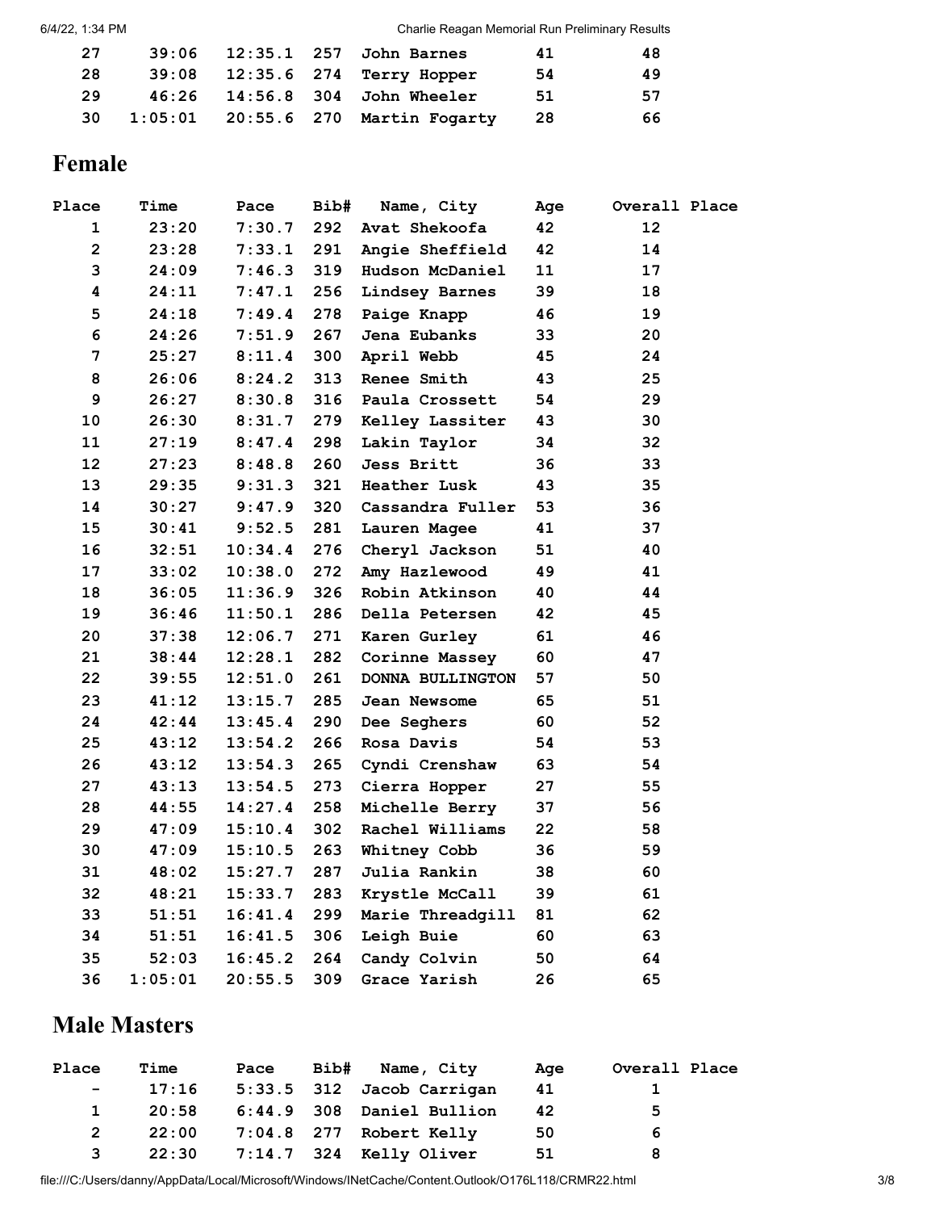| Place | Time | Pace | Bib# | Name, City | Age | Overall Place |
|---|---|---|---|---|---|---|
| 27 | 39:06 | 12:35.1 | 257 | John Barnes | 41 | 48 |
| 28 | 39:08 | 12:35.6 | 274 | Terry Hopper | 54 | 49 |
| 29 | 46:26 | 14:56.8 | 304 | John Wheeler | 51 | 57 |
| 30 | 1:05:01 | 20:55.6 | 270 | Martin Fogarty | 28 | 66 |

## Female

| Place | Time | Pace | Bib# | Name, City | Age | Overall Place |
|---|---|---|---|---|---|---|
| 1 | 23:20 | 7:30.7 | 292 | Avat Shekoofa | 42 | 12 |
| 2 | 23:28 | 7:33.1 | 291 | Angie Sheffield | 42 | 14 |
| 3 | 24:09 | 7:46.3 | 319 | Hudson McDaniel | 11 | 17 |
| 4 | 24:11 | 7:47.1 | 256 | Lindsey Barnes | 39 | 18 |
| 5 | 24:18 | 7:49.4 | 278 | Paige Knapp | 46 | 19 |
| 6 | 24:26 | 7:51.9 | 267 | Jena Eubanks | 33 | 20 |
| 7 | 25:27 | 8:11.4 | 300 | April Webb | 45 | 24 |
| 8 | 26:06 | 8:24.2 | 313 | Renee Smith | 43 | 25 |
| 9 | 26:27 | 8:30.8 | 316 | Paula Crossett | 54 | 29 |
| 10 | 26:30 | 8:31.7 | 279 | Kelley Lassiter | 43 | 30 |
| 11 | 27:19 | 8:47.4 | 298 | Lakin Taylor | 34 | 32 |
| 12 | 27:23 | 8:48.8 | 260 | Jess Britt | 36 | 33 |
| 13 | 29:35 | 9:31.3 | 321 | Heather Lusk | 43 | 35 |
| 14 | 30:27 | 9:47.9 | 320 | Cassandra Fuller | 53 | 36 |
| 15 | 30:41 | 9:52.5 | 281 | Lauren Magee | 41 | 37 |
| 16 | 32:51 | 10:34.4 | 276 | Cheryl Jackson | 51 | 40 |
| 17 | 33:02 | 10:38.0 | 272 | Amy Hazlewood | 49 | 41 |
| 18 | 36:05 | 11:36.9 | 326 | Robin Atkinson | 40 | 44 |
| 19 | 36:46 | 11:50.1 | 286 | Della Petersen | 42 | 45 |
| 20 | 37:38 | 12:06.7 | 271 | Karen Gurley | 61 | 46 |
| 21 | 38:44 | 12:28.1 | 282 | Corinne Massey | 60 | 47 |
| 22 | 39:55 | 12:51.0 | 261 | DONNA BULLINGTON | 57 | 50 |
| 23 | 41:12 | 13:15.7 | 285 | Jean Newsome | 65 | 51 |
| 24 | 42:44 | 13:45.4 | 290 | Dee Seghers | 60 | 52 |
| 25 | 43:12 | 13:54.2 | 266 | Rosa Davis | 54 | 53 |
| 26 | 43:12 | 13:54.3 | 265 | Cyndi Crenshaw | 63 | 54 |
| 27 | 43:13 | 13:54.5 | 273 | Cierra Hopper | 27 | 55 |
| 28 | 44:55 | 14:27.4 | 258 | Michelle Berry | 37 | 56 |
| 29 | 47:09 | 15:10.4 | 302 | Rachel Williams | 22 | 58 |
| 30 | 47:09 | 15:10.5 | 263 | Whitney Cobb | 36 | 59 |
| 31 | 48:02 | 15:27.7 | 287 | Julia Rankin | 38 | 60 |
| 32 | 48:21 | 15:33.7 | 283 | Krystle McCall | 39 | 61 |
| 33 | 51:51 | 16:41.4 | 299 | Marie Threadgill | 81 | 62 |
| 34 | 51:51 | 16:41.5 | 306 | Leigh Buie | 60 | 63 |
| 35 | 52:03 | 16:45.2 | 264 | Candy Colvin | 50 | 64 |
| 36 | 1:05:01 | 20:55.5 | 309 | Grace Yarish | 26 | 65 |

## Male Masters

| Place | Time | Pace | Bib# | Name, City | Age | Overall Place |
|---|---|---|---|---|---|---|
| - | 17:16 | 5:33.5 | 312 | Jacob Carrigan | 41 | 1 |
| 1 | 20:58 | 6:44.9 | 308 | Daniel Bullion | 42 | 5 |
| 2 | 22:00 | 7:04.8 | 277 | Robert Kelly | 50 | 6 |
| 3 | 22:30 | 7:14.7 | 324 | Kelly Oliver | 51 | 8 |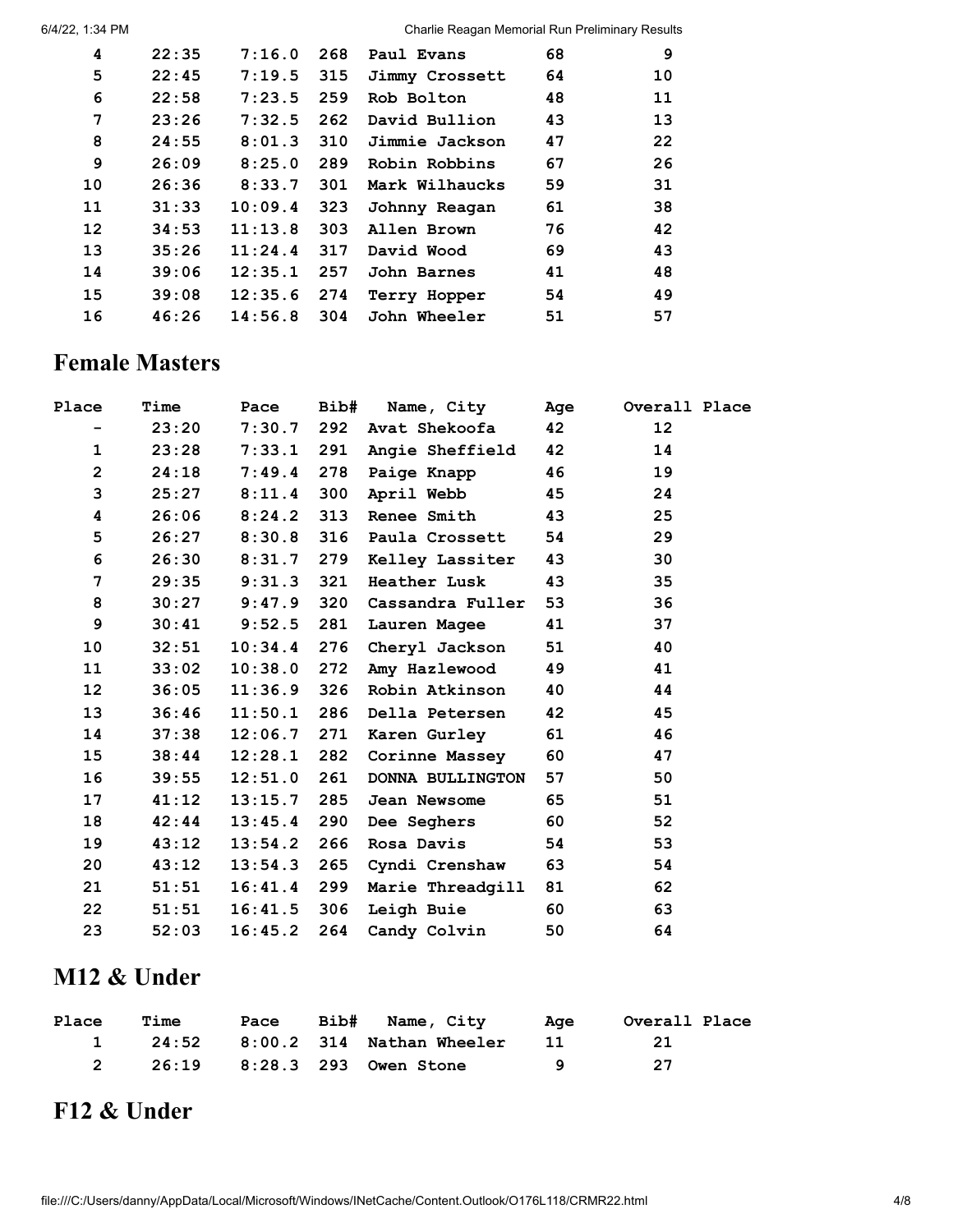| Place | Time | Pace | Bib# | Name, City | Age | Overall Place |
|---|---|---|---|---|---|---|
| 4 | 22:35 | 7:16.0 | 268 | Paul Evans | 68 | 9 |
| 5 | 22:45 | 7:19.5 | 315 | Jimmy Crossett | 64 | 10 |
| 6 | 22:58 | 7:23.5 | 259 | Rob Bolton | 48 | 11 |
| 7 | 23:26 | 7:32.5 | 262 | David Bullion | 43 | 13 |
| 8 | 24:55 | 8:01.3 | 310 | Jimmie Jackson | 47 | 22 |
| 9 | 26:09 | 8:25.0 | 289 | Robin Robbins | 67 | 26 |
| 10 | 26:36 | 8:33.7 | 301 | Mark Wilhaucks | 59 | 31 |
| 11 | 31:33 | 10:09.4 | 323 | Johnny Reagan | 61 | 38 |
| 12 | 34:53 | 11:13.8 | 303 | Allen Brown | 76 | 42 |
| 13 | 35:26 | 11:24.4 | 317 | David Wood | 69 | 43 |
| 14 | 39:06 | 12:35.1 | 257 | John Barnes | 41 | 48 |
| 15 | 39:08 | 12:35.6 | 274 | Terry Hopper | 54 | 49 |
| 16 | 46:26 | 14:56.8 | 304 | John Wheeler | 51 | 57 |

## Female Masters

| Place | Time | Pace | Bib# | Name, City | Age | Overall Place |
|---|---|---|---|---|---|---|
| - | 23:20 | 7:30.7 | 292 | Avat Shekoofa | 42 | 12 |
| 1 | 23:28 | 7:33.1 | 291 | Angie Sheffield | 42 | 14 |
| 2 | 24:18 | 7:49.4 | 278 | Paige Knapp | 46 | 19 |
| 3 | 25:27 | 8:11.4 | 300 | April Webb | 45 | 24 |
| 4 | 26:06 | 8:24.2 | 313 | Renee Smith | 43 | 25 |
| 5 | 26:27 | 8:30.8 | 316 | Paula Crossett | 54 | 29 |
| 6 | 26:30 | 8:31.7 | 279 | Kelley Lassiter | 43 | 30 |
| 7 | 29:35 | 9:31.3 | 321 | Heather Lusk | 43 | 35 |
| 8 | 30:27 | 9:47.9 | 320 | Cassandra Fuller | 53 | 36 |
| 9 | 30:41 | 9:52.5 | 281 | Lauren Magee | 41 | 37 |
| 10 | 32:51 | 10:34.4 | 276 | Cheryl Jackson | 51 | 40 |
| 11 | 33:02 | 10:38.0 | 272 | Amy Hazlewood | 49 | 41 |
| 12 | 36:05 | 11:36.9 | 326 | Robin Atkinson | 40 | 44 |
| 13 | 36:46 | 11:50.1 | 286 | Della Petersen | 42 | 45 |
| 14 | 37:38 | 12:06.7 | 271 | Karen Gurley | 61 | 46 |
| 15 | 38:44 | 12:28.1 | 282 | Corinne Massey | 60 | 47 |
| 16 | 39:55 | 12:51.0 | 261 | DONNA BULLINGTON | 57 | 50 |
| 17 | 41:12 | 13:15.7 | 285 | Jean Newsome | 65 | 51 |
| 18 | 42:44 | 13:45.4 | 290 | Dee Seghers | 60 | 52 |
| 19 | 43:12 | 13:54.2 | 266 | Rosa Davis | 54 | 53 |
| 20 | 43:12 | 13:54.3 | 265 | Cyndi Crenshaw | 63 | 54 |
| 21 | 51:51 | 16:41.4 | 299 | Marie Threadgill | 81 | 62 |
| 22 | 51:51 | 16:41.5 | 306 | Leigh Buie | 60 | 63 |
| 23 | 52:03 | 16:45.2 | 264 | Candy Colvin | 50 | 64 |

## M12 & Under

| Place | Time | Pace | Bib# | Name, City | Age | Overall Place |
|---|---|---|---|---|---|---|
| 1 | 24:52 | 8:00.2 | 314 | Nathan Wheeler | 11 | 21 |
| 2 | 26:19 | 8:28.3 | 293 | Owen Stone | 9 | 27 |

## F12 & Under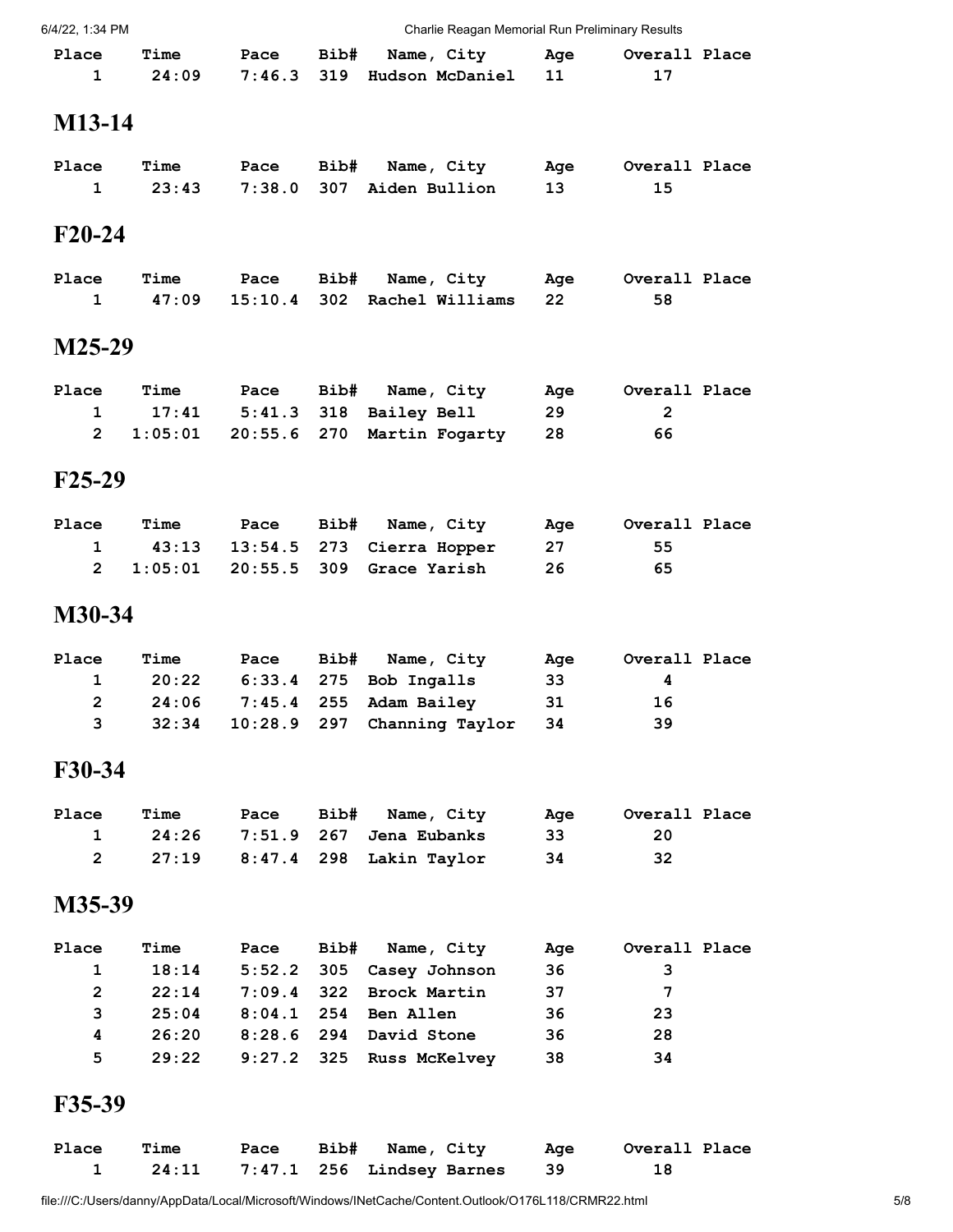| Place | Time | Pace | Bib# | Name, City | Age | Overall Place |
|---|---|---|---|---|---|---|
| 1 | 24:09 | 7:46.3 | 319 | Hudson McDaniel | 11 | 17 |

## M13-14

| Place | Time | Pace | Bib# | Name, City | Age | Overall Place |
|---|---|---|---|---|---|---|
| 1 | 23:43 | 7:38.0 | 307 | Aiden Bullion | 13 | 15 |

## F20-24

| Place | Time | Pace | Bib# | Name, City | Age | Overall Place |
|---|---|---|---|---|---|---|
| 1 | 47:09 | 15:10.4 | 302 | Rachel Williams | 22 | 58 |

## M25-29

| Place | Time | Pace | Bib# | Name, City | Age | Overall Place |
|---|---|---|---|---|---|---|
| 1 | 17:41 | 5:41.3 | 318 | Bailey Bell | 29 | 2 |
| 2 | 1:05:01 | 20:55.6 | 270 | Martin Fogarty | 28 | 66 |

## F25-29

| Place | Time | Pace | Bib# | Name, City | Age | Overall Place |
|---|---|---|---|---|---|---|
| 1 | 43:13 | 13:54.5 | 273 | Cierra Hopper | 27 | 55 |
| 2 | 1:05:01 | 20:55.5 | 309 | Grace Yarish | 26 | 65 |

## M30-34

| Place | Time | Pace | Bib# | Name, City | Age | Overall Place |
|---|---|---|---|---|---|---|
| 1 | 20:22 | 6:33.4 | 275 | Bob Ingalls | 33 | 4 |
| 2 | 24:06 | 7:45.4 | 255 | Adam Bailey | 31 | 16 |
| 3 | 32:34 | 10:28.9 | 297 | Channing Taylor | 34 | 39 |

## F30-34

| Place | Time | Pace | Bib# | Name, City | Age | Overall Place |
|---|---|---|---|---|---|---|
| 1 | 24:26 | 7:51.9 | 267 | Jena Eubanks | 33 | 20 |
| 2 | 27:19 | 8:47.4 | 298 | Lakin Taylor | 34 | 32 |

## M35-39

| Place | Time | Pace | Bib# | Name, City | Age | Overall Place |
|---|---|---|---|---|---|---|
| 1 | 18:14 | 5:52.2 | 305 | Casey Johnson | 36 | 3 |
| 2 | 22:14 | 7:09.4 | 322 | Brock Martin | 37 | 7 |
| 3 | 25:04 | 8:04.1 | 254 | Ben Allen | 36 | 23 |
| 4 | 26:20 | 8:28.6 | 294 | David Stone | 36 | 28 |
| 5 | 29:22 | 9:27.2 | 325 | Russ McKelvey | 38 | 34 |

## F35-39

| Place | Time | Pace | Bib# | Name, City | Age | Overall Place |
|---|---|---|---|---|---|---|
| 1 | 24:11 | 7:47.1 | 256 | Lindsey Barnes | 39 | 18 |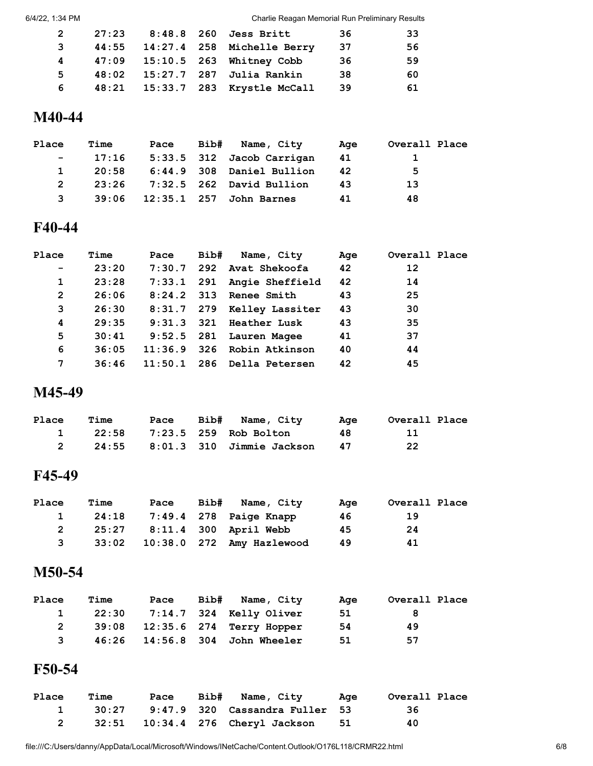| Place | Time | Pace | Bib# | Name, City | Age | Overall Place |
|---|---|---|---|---|---|---|
| 2 | 27:23 | 8:48.8 | 260 | Jess Britt | 36 | 33 |
| 3 | 44:55 | 14:27.4 | 258 | Michelle Berry | 37 | 56 |
| 4 | 47:09 | 15:10.5 | 263 | Whitney Cobb | 36 | 59 |
| 5 | 48:02 | 15:27.7 | 287 | Julia Rankin | 38 | 60 |
| 6 | 48:21 | 15:33.7 | 283 | Krystle McCall | 39 | 61 |

## M40-44

| Place | Time | Pace | Bib# | Name, City | Age | Overall Place |
|---|---|---|---|---|---|---|
| - | 17:16 | 5:33.5 | 312 | Jacob Carrigan | 41 | 1 |
| 1 | 20:58 | 6:44.9 | 308 | Daniel Bullion | 42 | 5 |
| 2 | 23:26 | 7:32.5 | 262 | David Bullion | 43 | 13 |
| 3 | 39:06 | 12:35.1 | 257 | John Barnes | 41 | 48 |

## F40-44

| Place | Time | Pace | Bib# | Name, City | Age | Overall Place |
|---|---|---|---|---|---|---|
| - | 23:20 | 7:30.7 | 292 | Avat Shekoofa | 42 | 12 |
| 1 | 23:28 | 7:33.1 | 291 | Angie Sheffield | 42 | 14 |
| 2 | 26:06 | 8:24.2 | 313 | Renee Smith | 43 | 25 |
| 3 | 26:30 | 8:31.7 | 279 | Kelley Lassiter | 43 | 30 |
| 4 | 29:35 | 9:31.3 | 321 | Heather Lusk | 43 | 35 |
| 5 | 30:41 | 9:52.5 | 281 | Lauren Magee | 41 | 37 |
| 6 | 36:05 | 11:36.9 | 326 | Robin Atkinson | 40 | 44 |
| 7 | 36:46 | 11:50.1 | 286 | Della Petersen | 42 | 45 |

## M45-49

| Place | Time | Pace | Bib# | Name, City | Age | Overall Place |
|---|---|---|---|---|---|---|
| 1 | 22:58 | 7:23.5 | 259 | Rob Bolton | 48 | 11 |
| 2 | 24:55 | 8:01.3 | 310 | Jimmie Jackson | 47 | 22 |

## F45-49

| Place | Time | Pace | Bib# | Name, City | Age | Overall Place |
|---|---|---|---|---|---|---|
| 1 | 24:18 | 7:49.4 | 278 | Paige Knapp | 46 | 19 |
| 2 | 25:27 | 8:11.4 | 300 | April Webb | 45 | 24 |
| 3 | 33:02 | 10:38.0 | 272 | Amy Hazlewood | 49 | 41 |

## M50-54

| Place | Time | Pace | Bib# | Name, City | Age | Overall Place |
|---|---|---|---|---|---|---|
| 1 | 22:30 | 7:14.7 | 324 | Kelly Oliver | 51 | 8 |
| 2 | 39:08 | 12:35.6 | 274 | Terry Hopper | 54 | 49 |
| 3 | 46:26 | 14:56.8 | 304 | John Wheeler | 51 | 57 |

## F50-54

| Place | Time | Pace | Bib# | Name, City | Age | Overall Place |
|---|---|---|---|---|---|---|
| 1 | 30:27 | 9:47.9 | 320 | Cassandra Fuller | 53 | 36 |
| 2 | 32:51 | 10:34.4 | 276 | Cheryl Jackson | 51 | 40 |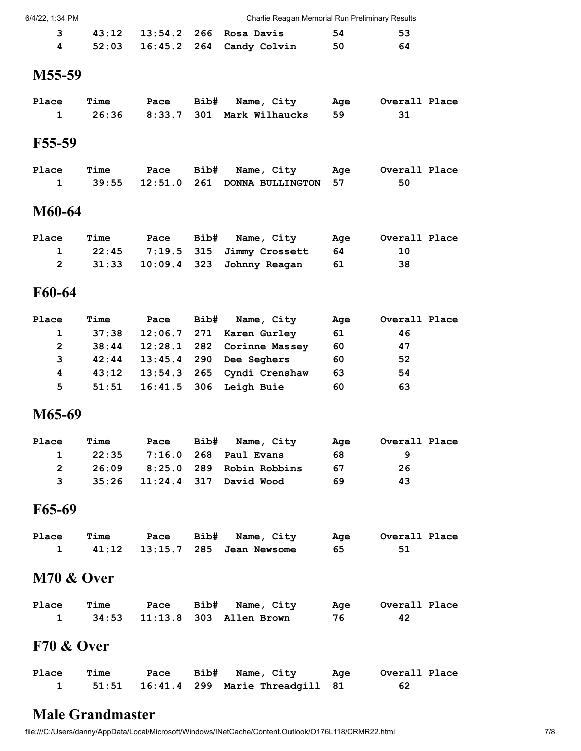| Place | Time | Pace | Bib# | Name, City | Age | Overall Place |
|---|---|---|---|---|---|---|
| 3 | 43:12 | 13:54.2 | 266 | Rosa Davis | 54 | 53 |
| 4 | 52:03 | 16:45.2 | 264 | Candy Colvin | 50 | 64 |

## M55-59

| Place | Time | Pace | Bib# | Name, City | Age | Overall Place |
|---|---|---|---|---|---|---|
| 1 | 26:36 | 8:33.7 | 301 | Mark Wilhaucks | 59 | 31 |

## F55-59

| Place | Time | Pace | Bib# | Name, City | Age | Overall Place |
|---|---|---|---|---|---|---|
| 1 | 39:55 | 12:51.0 | 261 | DONNA BULLINGTON | 57 | 50 |

## M60-64

| Place | Time | Pace | Bib# | Name, City | Age | Overall Place |
|---|---|---|---|---|---|---|
| 1 | 22:45 | 7:19.5 | 315 | Jimmy Crossett | 64 | 10 |
| 2 | 31:33 | 10:09.4 | 323 | Johnny Reagan | 61 | 38 |

## F60-64

| Place | Time | Pace | Bib# | Name, City | Age | Overall Place |
|---|---|---|---|---|---|---|
| 1 | 37:38 | 12:06.7 | 271 | Karen Gurley | 61 | 46 |
| 2 | 38:44 | 12:28.1 | 282 | Corinne Massey | 60 | 47 |
| 3 | 42:44 | 13:45.4 | 290 | Dee Seghers | 60 | 52 |
| 4 | 43:12 | 13:54.3 | 265 | Cyndi Crenshaw | 63 | 54 |
| 5 | 51:51 | 16:41.5 | 306 | Leigh Buie | 60 | 63 |

## M65-69

| Place | Time | Pace | Bib# | Name, City | Age | Overall Place |
|---|---|---|---|---|---|---|
| 1 | 22:35 | 7:16.0 | 268 | Paul Evans | 68 | 9 |
| 2 | 26:09 | 8:25.0 | 289 | Robin Robbins | 67 | 26 |
| 3 | 35:26 | 11:24.4 | 317 | David Wood | 69 | 43 |

## F65-69

| Place | Time | Pace | Bib# | Name, City | Age | Overall Place |
|---|---|---|---|---|---|---|
| 1 | 41:12 | 13:15.7 | 285 | Jean Newsome | 65 | 51 |

## M70 & Over

| Place | Time | Pace | Bib# | Name, City | Age | Overall Place |
|---|---|---|---|---|---|---|
| 1 | 34:53 | 11:13.8 | 303 | Allen Brown | 76 | 42 |

## F70 & Over

| Place | Time | Pace | Bib# | Name, City | Age | Overall Place |
|---|---|---|---|---|---|---|
| 1 | 51:51 | 16:41.4 | 299 | Marie Threadgill | 81 | 62 |

## Male Grandmaster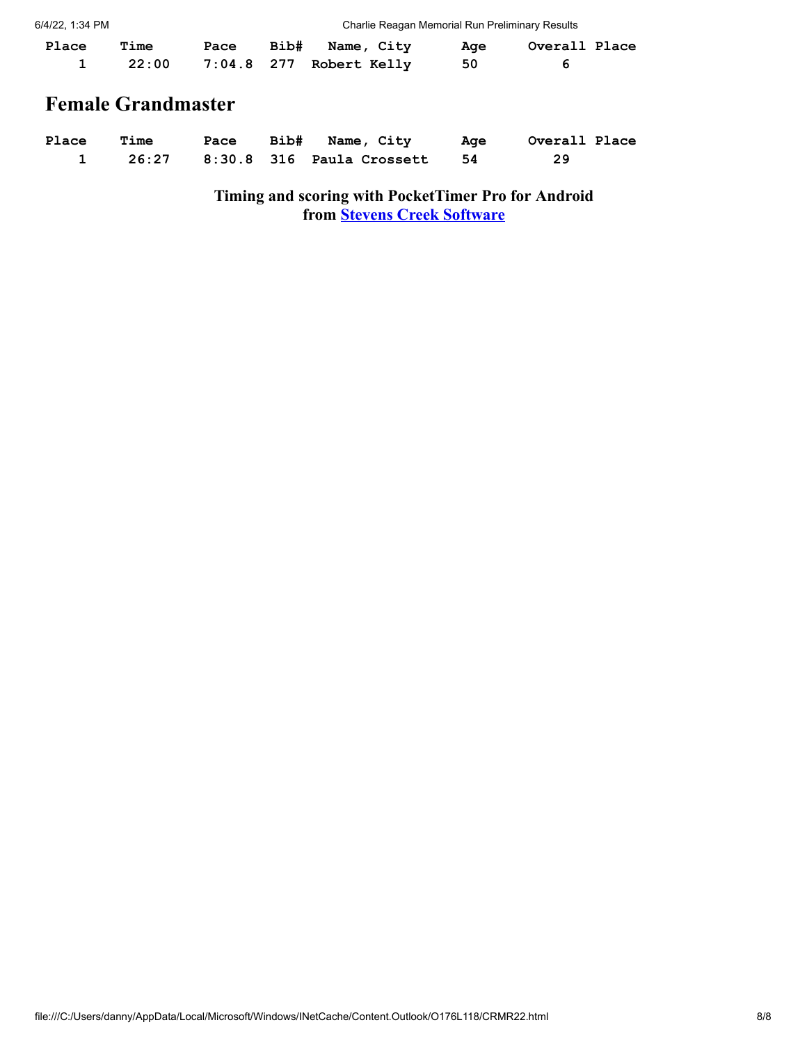| Place | Time | Pace | Bib# | Name, City | Age | Overall Place |
| --- | --- | --- | --- | --- | --- | --- |
| 1 | 22:00 | 7:04.8 | 277 | Robert Kelly | 50 | 6 |

## Female Grandmaster

| Place | Time | Pace | Bib# | Name, City | Age | Overall Place |
| --- | --- | --- | --- | --- | --- | --- |
| 1 | 26:27 | 8:30.8 | 316 | Paula Crossett | 54 | 29 |

**Timing and scoring with PocketTimer Pro for Android from Stevens Creek Software**